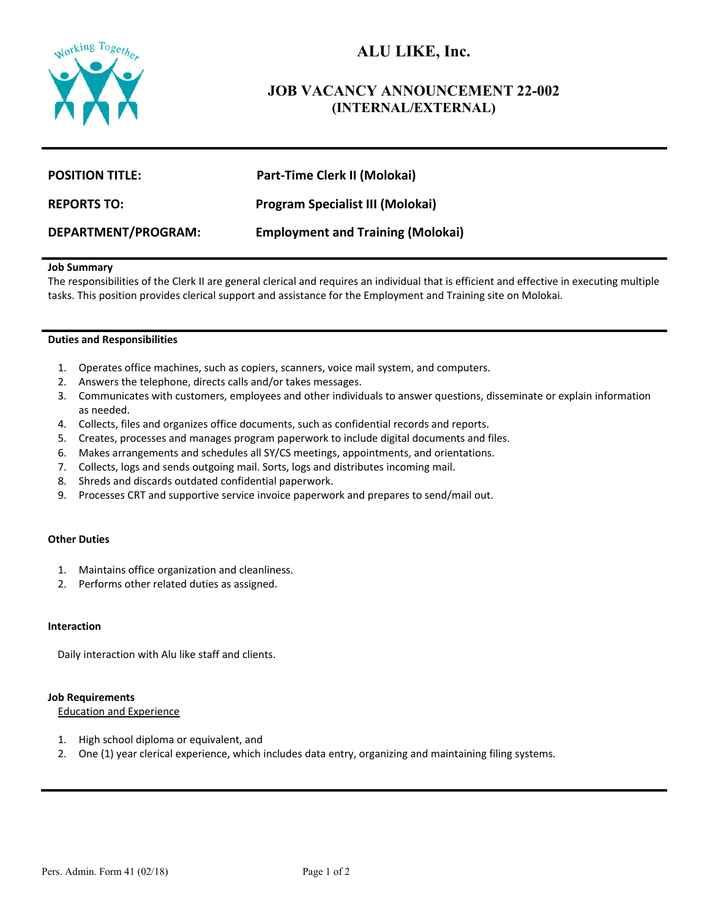# ALU LIKE, Inc.

## JOB VACANCY ANNOUNCEMENT 22-002
## (INTERNAL/EXTERNAL)

**POSITION TITLE:** **Part-Time Clerk II (Molokai)**

**REPORTS TO:** **Program Specialist III (Molokai)**

**DEPARTMENT/PROGRAM:** **Employment and Training (Molokai)**

**Job Summary**

The responsibilities of the Clerk II are general clerical and requires an individual that is efficient and effective in executing multiple tasks. This position provides clerical support and assistance for the Employment and Training site on Molokai.

**Duties and Responsibilities**

1. Operates office machines, such as copiers, scanners, voice mail system, and computers.
2. Answers the telephone, directs calls and/or takes messages.
3. Communicates with customers, employees and other individuals to answer questions, disseminate or explain information as needed.
4. Collects, files and organizes office documents, such as confidential records and reports.
5. Creates, processes and manages program paperwork to include digital documents and files.
6. Makes arrangements and schedules all SY/CS meetings, appointments, and orientations.
7. Collects, logs and sends outgoing mail. Sorts, logs and distributes incoming mail.
8. Shreds and discards outdated confidential paperwork.
9. Processes CRT and supportive service invoice paperwork and prepares to send/mail out.

**Other Duties**

1. Maintains office organization and cleanliness.
2. Performs other related duties as assigned.

**Interaction**

Daily interaction with Alu like staff and clients.

**Job Requirements**

Education and Experience

1. High school diploma or equivalent, and
2. One (1) year clerical experience, which includes data entry, organizing and maintaining filing systems.

Pers. Admin. Form 41 (02/18)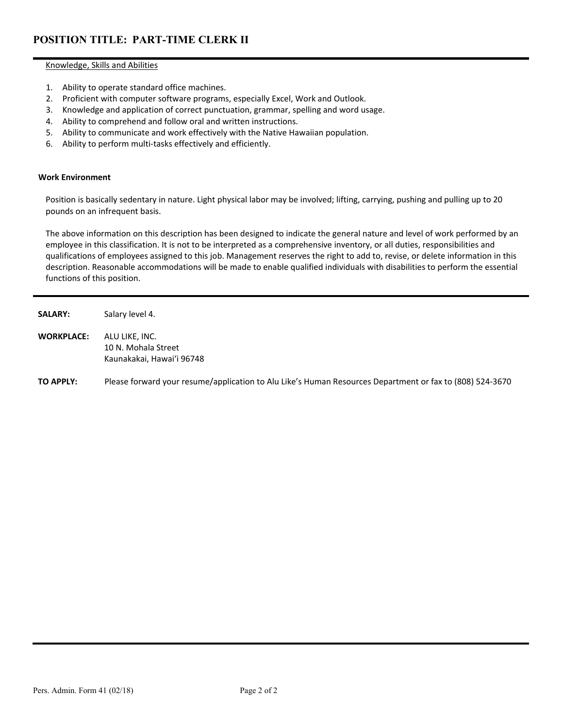## POSITION TITLE: PART-TIME CLERK II

Knowledge, Skills and Abilities

1. Ability to operate standard office machines.
2. Proficient with computer software programs, especially Excel, Work and Outlook.
3. Knowledge and application of correct punctuation, grammar, spelling and word usage.
4. Ability to comprehend and follow oral and written instructions.
5. Ability to communicate and work effectively with the Native Hawaiian population.
6. Ability to perform multi-tasks effectively and efficiently.

**Work Environment**

Position is basically sedentary in nature. Light physical labor may be involved; lifting, carrying, pushing and pulling up to 20 pounds on an infrequent basis.

The above information on this description has been designed to indicate the general nature and level of work performed by an employee in this classification. It is not to be interpreted as a comprehensive inventory, or all duties, responsibilities and qualifications of employees assigned to this job. Management reserves the right to add to, revise, or delete information in this description. Reasonable accommodations will be made to enable qualified individuals with disabilities to perform the essential functions of this position.

**SALARY:** Salary level 4.

**WORKPLACE:** ALU LIKE, INC.
10 N. Mohala Street
Kaunakakai, Hawai'i 96748

**TO APPLY:** Please forward your resume/application to Alu Like's Human Resources Department or fax to (808) 524-3670

Pers. Admin. Form 41 (02/18)